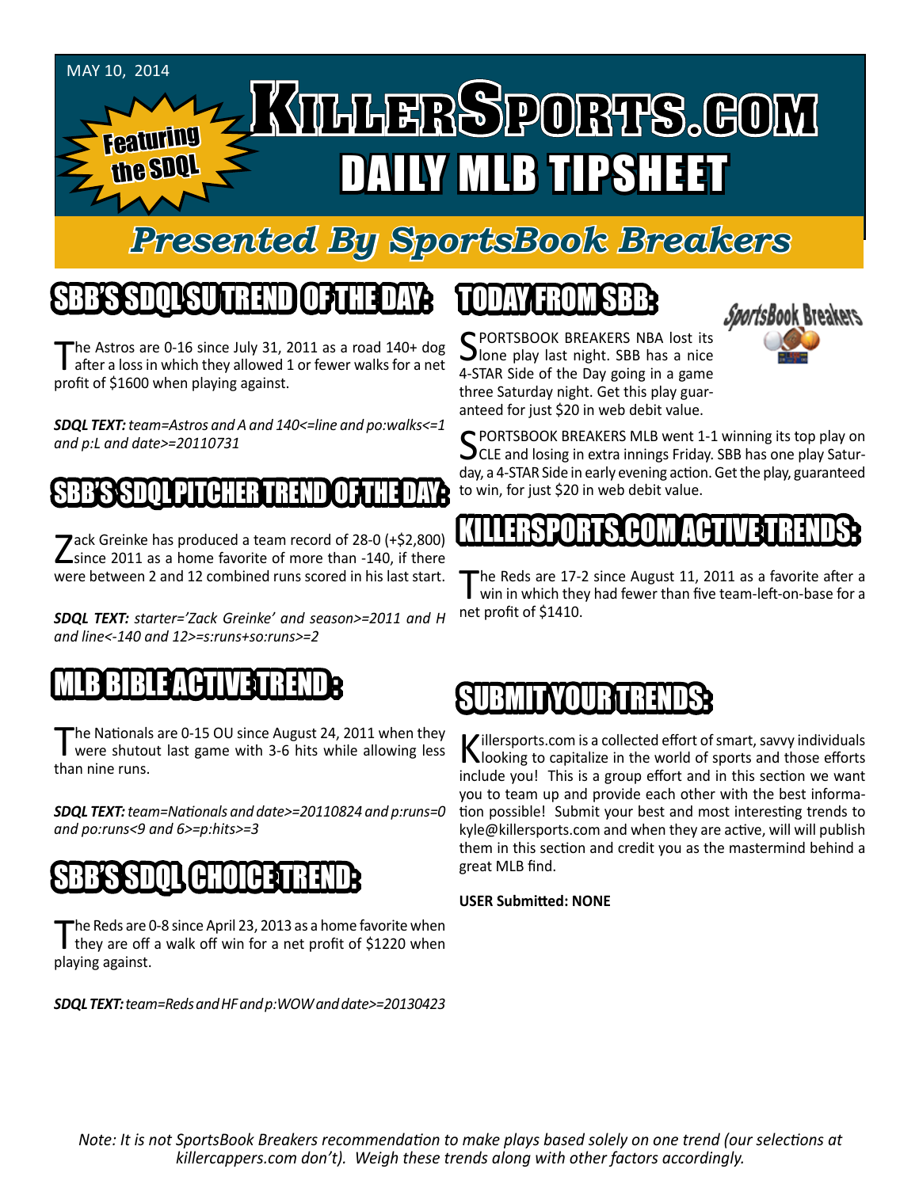MAY 10, 2014

Featuring the SDQL

# KILLERSPORTS.COM

# DAILY MLB TIPSHEET

## Presented By SportsBook Breakers

## SBB'S SDQL SU TREND OF THE DAY:

The Astros are 0-16 since July 31, 2011 as a road 140+ dog after a loss in which they allowed 1 or fewer walks for a net profit of $1600 when playing against.

***SDQL TEXT:*** *team=Astros and A and 140<=line and po:walks<=1 and p:L and date>=20110731*

## SBB'S SDQL PITCHER TREND OF THE DAY:

Zack Greinke has produced a team record of 28-0 (+$2,800) since 2011 as a home favorite of more than -140, if there were between 2 and 12 combined runs scored in his last start.

***SDQL TEXT:*** *starter='Zack Greinke' and season>=2011 and H and line<-140 and 12>=s:runs+so:runs>=2*

## MLB BIBLE ACTIVE TREND :

The Nationals are 0-15 OU since August 24, 2011 when they were shutout last game with 3-6 hits while allowing less than nine runs.

***SDQL TEXT:*** *team=Nationals and date>=20110824 and p:runs=0 and po:runs<9 and 6>=p:hits>=3*

## SBB'S SDQL CHOICE TREND:

The Reds are 0-8 since April 23, 2013 as a home favorite when they are off a walk off win for a net profit of $1220 when playing against.

***SDQL TEXT:*** *team=Reds and HF and p:WOW and date>=20130423*

## TODAY FROM SBB:

SPORTSBOOK BREAKERS NBA lost its lone play last night. SBB has a nice 4-STAR Side of the Day going in a game three Saturday night. Get this play guaranteed for just $20 in web debit value.

SPORTSBOOK BREAKERS MLB went 1-1 winning its top play on CLE and losing in extra innings Friday. SBB has one play Saturday, a 4-STAR Side in early evening action. Get the play, guaranteed to win, for just $20 in web debit value.

## KILLERSPORTS.COM ACTIVE TRENDS:

The Reds are 17-2 since August 11, 2011 as a favorite after a win in which they had fewer than five team-left-on-base for a net profit of $1410.

## SUBMIT YOUR TRENDS:

Killersports.com is a collected effort of smart, savvy individuals looking to capitalize in the world of sports and those efforts include you! This is a group effort and in this section we want you to team up and provide each other with the best information possible! Submit your best and most interesting trends to kyle@killersports.com and when they are active, will will publish them in this section and credit you as the mastermind behind a great MLB find.

**USER Submitted: NONE**

*Note: It is not SportsBook Breakers recommendation to make plays based solely on one trend (our selections at killercappers.com don't). Weigh these trends along with other factors accordingly.*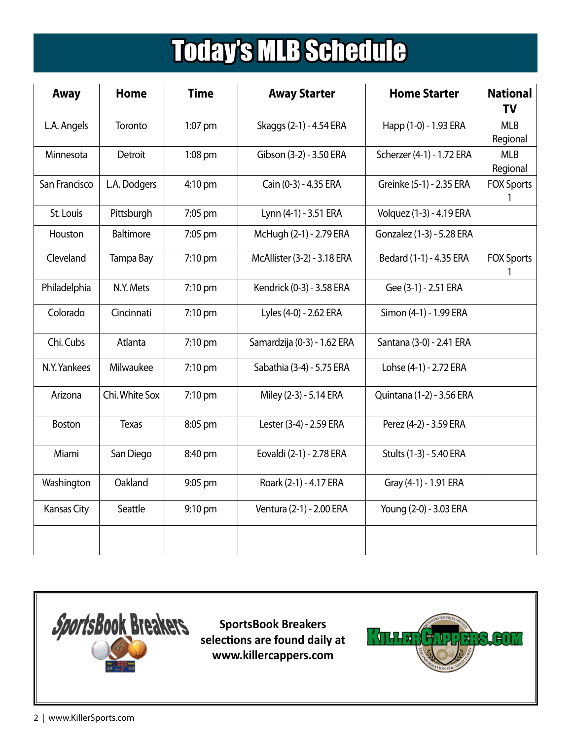# Today's MLB Schedule

| Away | Home | Time | Away Starter | Home Starter | National TV |
|---|---|---|---|---|---|
| L.A. Angels | Toronto | 1:07 pm | Skaggs (2-1) - 4.54 ERA | Happ (1-0) - 1.93 ERA | MLB Regional |
| Minnesota | Detroit | 1:08 pm | Gibson (3-2) - 3.50 ERA | Scherzer (4-1) - 1.72 ERA | MLB Regional |
| San Francisco | L.A. Dodgers | 4:10 pm | Cain (0-3) - 4.35 ERA | Greinke (5-1) - 2.35 ERA | FOX Sports 1 |
| St. Louis | Pittsburgh | 7:05 pm | Lynn (4-1) - 3.51 ERA | Volquez (1-3) - 4.19 ERA | |
| Houston | Baltimore | 7:05 pm | McHugh (2-1) - 2.79 ERA | Gonzalez (1-3) - 5.28 ERA | |
| Cleveland | Tampa Bay | 7:10 pm | McAllister (3-2) - 3.18 ERA | Bedard (1-1) - 4.35 ERA | FOX Sports 1 |
| Philadelphia | N.Y. Mets | 7:10 pm | Kendrick (0-3) - 3.58 ERA | Gee (3-1) - 2.51 ERA | |
| Colorado | Cincinnati | 7:10 pm | Lyles (4-0) - 2.62 ERA | Simon (4-1) - 1.99 ERA | |
| Chi. Cubs | Atlanta | 7:10 pm | Samardzija (0-3) - 1.62 ERA | Santana (3-0) - 2.41 ERA | |
| N.Y. Yankees | Milwaukee | 7:10 pm | Sabathia (3-4) - 5.75 ERA | Lohse (4-1) - 2.72 ERA | |
| Arizona | Chi. White Sox | 7:10 pm | Miley (2-3) - 5.14 ERA | Quintana (1-2) - 3.56 ERA | |
| Boston | Texas | 8:05 pm | Lester (3-4) - 2.59 ERA | Perez (4-2) - 3.59 ERA | |
| Miami | San Diego | 8:40 pm | Eovaldi (2-1) - 2.78 ERA | Stults (1-3) - 5.40 ERA | |
| Washington | Oakland | 9:05 pm | Roark (2-1) - 4.17 ERA | Gray (4-1) - 1.91 ERA | |
| Kansas City | Seattle | 9:10 pm | Ventura (2-1) - 2.00 ERA | Young (2-0) - 3.03 ERA | |
| | | | | | |

SportsBook Breakers

**SportsBook Breakers selections are found daily at www.killercappers.com**

KILLERCAPPERS.COM